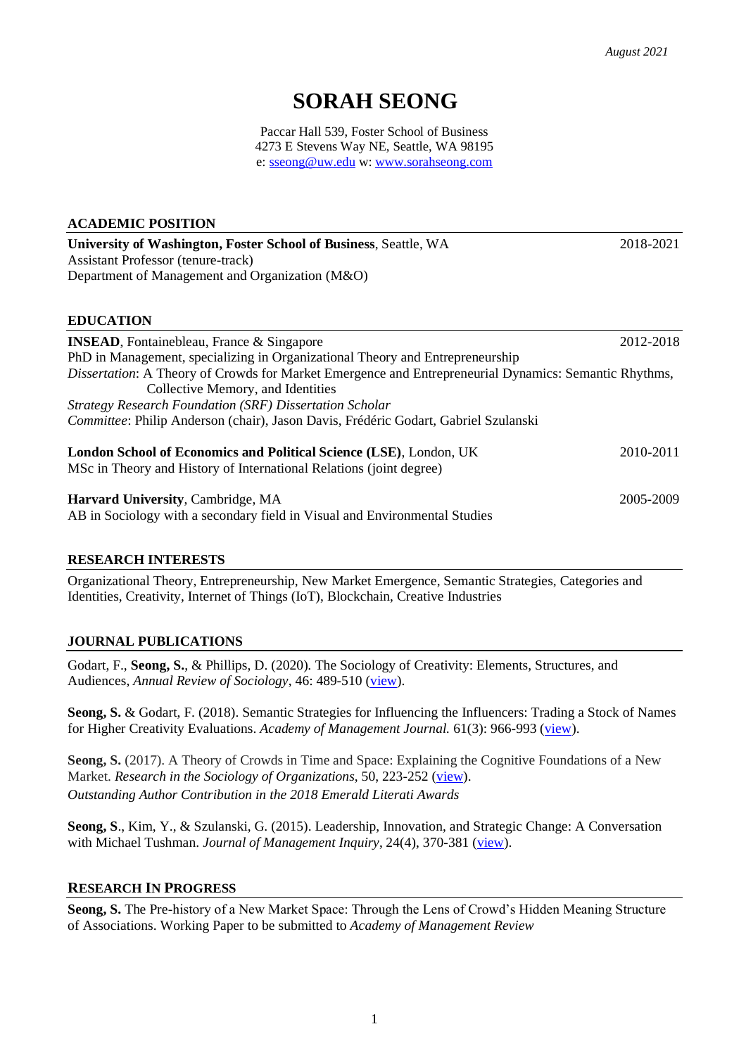*August 2021*

# SORAH SEONG

Paccar Hall 539, Foster School of Business
4273 E Stevens Way NE, Seattle, WA 98195
e: [sseong@uw.edu](mailto:sseong@uw.edu) w: [www.sorahseong.com](http://www.sorahseong.com)

## ACADEMIC POSITION

**University of Washington, Foster School of Business**, Seattle, WA — 2018-2021
Assistant Professor (tenure-track)
Department of Management and Organization (M&O)

## EDUCATION

**INSEAD**, Fontainebleau, France & Singapore — 2012-2018
PhD in Management, specializing in Organizational Theory and Entrepreneurship
*Dissertation*: A Theory of Crowds for Market Emergence and Entrepreneurial Dynamics: Semantic Rhythms, Collective Memory, and Identities
*Strategy Research Foundation (SRF) Dissertation Scholar*
*Committee*: Philip Anderson (chair), Jason Davis, Frédéric Godart, Gabriel Szulanski

**London School of Economics and Political Science (LSE)**, London, UK — 2010-2011
MSc in Theory and History of International Relations (joint degree)

**Harvard University**, Cambridge, MA — 2005-2009
AB in Sociology with a secondary field in Visual and Environmental Studies

## RESEARCH INTERESTS

Organizational Theory, Entrepreneurship, New Market Emergence, Semantic Strategies, Categories and Identities, Creativity, Internet of Things (IoT), Blockchain, Creative Industries

## JOURNAL PUBLICATIONS

Godart, F., **Seong, S.**, & Phillips, D. (2020). The Sociology of Creativity: Elements, Structures, and Audiences, *Annual Review of Sociology*, 46: 489-510 (view).

**Seong, S.** & Godart, F. (2018). Semantic Strategies for Influencing the Influencers: Trading a Stock of Names for Higher Creativity Evaluations. *Academy of Management Journal.* 61(3): 966-993 (view).

**Seong, S.** (2017). A Theory of Crowds in Time and Space: Explaining the Cognitive Foundations of a New Market. *Research in the Sociology of Organizations*, 50, 223-252 (view).
*Outstanding Author Contribution in the 2018 Emerald Literati Awards*

**Seong, S**., Kim, Y., & Szulanski, G. (2015). Leadership, Innovation, and Strategic Change: A Conversation with Michael Tushman. *Journal of Management Inquiry*, 24(4), 370-381 (view).

## RESEARCH IN PROGRESS

**Seong, S.** The Pre-history of a New Market Space: Through the Lens of Crowd's Hidden Meaning Structure of Associations. Working Paper to be submitted to *Academy of Management Review*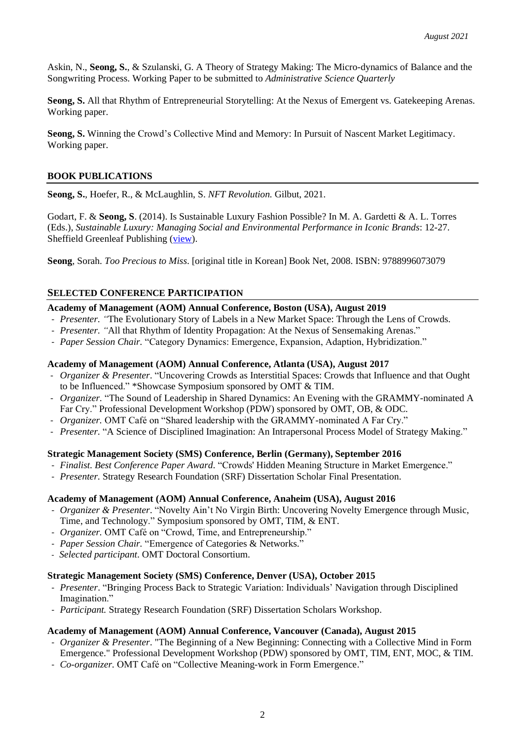Askin, N., **Seong, S.**, & Szulanski, G. A Theory of Strategy Making: The Micro-dynamics of Balance and the Songwriting Process. Working Paper to be submitted to *Administrative Science Quarterly*

**Seong, S.** All that Rhythm of Entrepreneurial Storytelling: At the Nexus of Emergent vs. Gatekeeping Arenas. Working paper.

**Seong, S.** Winning the Crowd's Collective Mind and Memory: In Pursuit of Nascent Market Legitimacy. Working paper.

## BOOK PUBLICATIONS

**Seong, S.**, Hoefer, R., & McLaughlin, S. *NFT Revolution.* Gilbut, 2021.

Godart, F. & **Seong, S**. (2014). Is Sustainable Luxury Fashion Possible? In M. A. Gardetti & A. L. Torres (Eds.), *Sustainable Luxury: Managing Social and Environmental Performance in Iconic Brands*: 12-27. Sheffield Greenleaf Publishing (view).

**Seong**, Sorah. *Too Precious to Miss*. [original title in Korean] Book Net, 2008. ISBN: 9788996073079

## SELECTED CONFERENCE PARTICIPATION

**Academy of Management (AOM) Annual Conference, Boston (USA), August 2019**

- *Presenter. "*The Evolutionary Story of Labels in a New Market Space: Through the Lens of Crowds.
- *Presenter. "*All that Rhythm of Identity Propagation: At the Nexus of Sensemaking Arenas."
- *Paper Session Chair.* "Category Dynamics: Emergence, Expansion, Adaption, Hybridization."

**Academy of Management (AOM) Annual Conference, Atlanta (USA), August 2017**

- *Organizer & Presenter*. "Uncovering Crowds as Interstitial Spaces: Crowds that Influence and that Ought to be Influenced." *Showcase Symposium sponsored by OMT & TIM.
- *Organizer.* "The Sound of Leadership in Shared Dynamics: An Evening with the GRAMMY-nominated A Far Cry." Professional Development Workshop (PDW) sponsored by OMT, OB, & ODC.
- *Organizer.* OMT Café on "Shared leadership with the GRAMMY-nominated A Far Cry."
- *Presenter.* "A Science of Disciplined Imagination: An Intrapersonal Process Model of Strategy Making."

**Strategic Management Society (SMS) Conference, Berlin (Germany), September 2016**

- *Finalist. Best Conference Paper Award*. "Crowds' Hidden Meaning Structure in Market Emergence."
- *Presenter.* Strategy Research Foundation (SRF) Dissertation Scholar Final Presentation.

**Academy of Management (AOM) Annual Conference, Anaheim (USA), August 2016**

- *Organizer & Presenter*. "Novelty Ain't No Virgin Birth: Uncovering Novelty Emergence through Music, Time, and Technology." Symposium sponsored by OMT, TIM, & ENT.
- *Organizer.* OMT Café on "Crowd, Time, and Entrepreneurship."
- *Paper Session Chair.* "Emergence of Categories & Networks."
- *Selected participant*. OMT Doctoral Consortium.

**Strategic Management Society (SMS) Conference, Denver (USA), October 2015**

- *Presenter*. "Bringing Process Back to Strategic Variation: Individuals' Navigation through Disciplined Imagination."
- *Participant.* Strategy Research Foundation (SRF) Dissertation Scholars Workshop.

**Academy of Management (AOM) Annual Conference, Vancouver (Canada), August 2015**

- *Organizer & Presenter*. "The Beginning of a New Beginning: Connecting with a Collective Mind in Form Emergence." Professional Development Workshop (PDW) sponsored by OMT, TIM, ENT, MOC, & TIM.
- *Co-organizer.* OMT Café on "Collective Meaning-work in Form Emergence."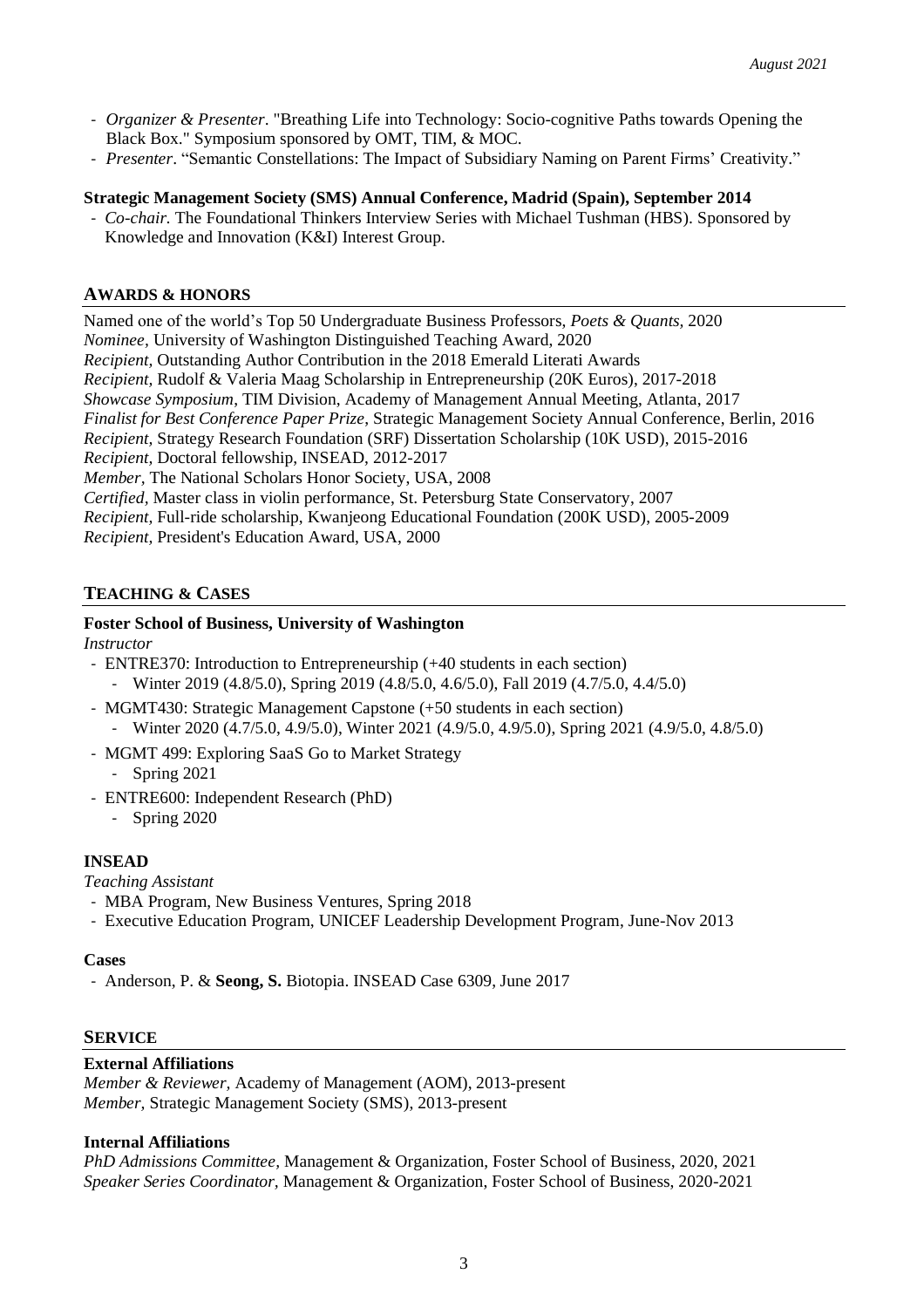- *Organizer & Presenter*. "Breathing Life into Technology: Socio-cognitive Paths towards Opening the Black Box." Symposium sponsored by OMT, TIM, & MOC.
- *Presenter*. "Semantic Constellations: The Impact of Subsidiary Naming on Parent Firms' Creativity."

**Strategic Management Society (SMS) Annual Conference, Madrid (Spain), September 2014**

- *Co-chair.* The Foundational Thinkers Interview Series with Michael Tushman (HBS). Sponsored by Knowledge and Innovation (K&I) Interest Group.

## AWARDS & HONORS

Named one of the world's Top 50 Undergraduate Business Professors, *Poets & Quants*, 2020
*Nominee,* University of Washington Distinguished Teaching Award, 2020
*Recipient,* Outstanding Author Contribution in the 2018 Emerald Literati Awards
*Recipient,* Rudolf & Valeria Maag Scholarship in Entrepreneurship (20K Euros), 2017-2018
*Showcase Symposium*, TIM Division, Academy of Management Annual Meeting, Atlanta, 2017
*Finalist for Best Conference Paper Prize,* Strategic Management Society Annual Conference, Berlin, 2016
*Recipient,* Strategy Research Foundation (SRF) Dissertation Scholarship (10K USD), 2015-2016
*Recipient,* Doctoral fellowship, INSEAD, 2012-2017
*Member,* The National Scholars Honor Society, USA, 2008
*Certified,* Master class in violin performance, St. Petersburg State Conservatory, 2007
*Recipient,* Full-ride scholarship, Kwanjeong Educational Foundation (200K USD), 2005-2009
*Recipient,* President's Education Award, USA, 2000

## TEACHING & CASES

**Foster School of Business, University of Washington**

*Instructor*

- ENTRE370: Introduction to Entrepreneurship (+40 students in each section)
  - Winter 2019 (4.8/5.0), Spring 2019 (4.8/5.0, 4.6/5.0), Fall 2019 (4.7/5.0, 4.4/5.0)
- MGMT430: Strategic Management Capstone (+50 students in each section)
  - Winter 2020 (4.7/5.0, 4.9/5.0), Winter 2021 (4.9/5.0, 4.9/5.0), Spring 2021 (4.9/5.0, 4.8/5.0)
- MGMT 499: Exploring SaaS Go to Market Strategy
  - Spring 2021
- ENTRE600: Independent Research (PhD)
  - Spring 2020

**INSEAD**

*Teaching Assistant*

- MBA Program, New Business Ventures, Spring 2018
- Executive Education Program, UNICEF Leadership Development Program, June-Nov 2013

**Cases**

- Anderson, P. & **Seong, S.** Biotopia. INSEAD Case 6309, June 2017

## SERVICE

**External Affiliations**

*Member & Reviewer,* Academy of Management (AOM), 2013-present
*Member,* Strategic Management Society (SMS), 2013-present

**Internal Affiliations**

*PhD Admissions Committee,* Management & Organization, Foster School of Business, 2020, 2021
*Speaker Series Coordinator,* Management & Organization, Foster School of Business, 2020-2021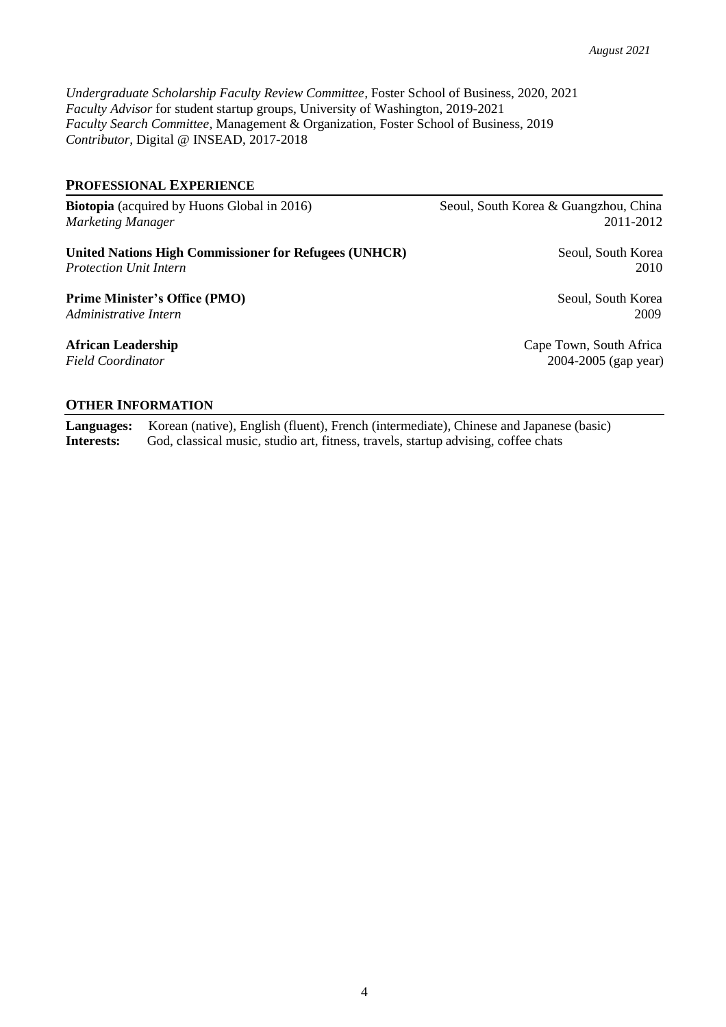*Undergraduate Scholarship Faculty Review Committee*, Foster School of Business, 2020, 2021
*Faculty Advisor* for student startup groups, University of Washington, 2019-2021
*Faculty Search Committee*, Management & Organization, Foster School of Business, 2019
*Contributor*, Digital @ INSEAD, 2017-2018

## PROFESSIONAL EXPERIENCE

**Biotopia** (acquired by Huons Global in 2016) — Seoul, South Korea & Guangzhou, China
*Marketing Manager* — 2011-2012

**United Nations High Commissioner for Refugees (UNHCR)** — Seoul, South Korea
*Protection Unit Intern* — 2010

**Prime Minister's Office (PMO)** — Seoul, South Korea
*Administrative Intern* — 2009

**African Leadership** — Cape Town, South Africa
*Field Coordinator* — 2004-2005 (gap year)

## OTHER INFORMATION

**Languages:** Korean (native), English (fluent), French (intermediate), Chinese and Japanese (basic)
**Interests:** God, classical music, studio art, fitness, travels, startup advising, coffee chats